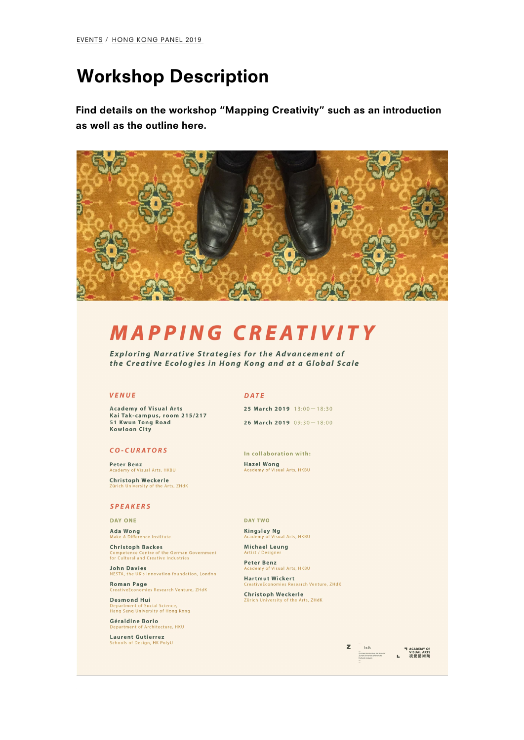EVENTS / HONG KONG PANEL 2019

# Workshop Description

**Find details on the workshop "Mapping Creativity" such as an introduction as well as the outline here.**

## *MAPPING CREATIVITY*

***Exploring Narrative Strategies for the Advancement of the Creative Ecologies in Hong Kong and at a Global Scale***

### *VENUE*

**Academy of Visual Arts**
**Kai Tak-campus, room 215/217**
**51 Kwun Tong Road**
**Kowloon City**

### *DATE*

**25 March 2019** 13:00 — 18:30

**26 March 2019** 09:30 — 18:00

### *CO-CURATORS*

**Peter Benz**
Academy of Visual Arts, HKBU

**Christoph Weckerle**
Zürich University of the Arts, ZHdK

**In collaboration with:**

**Hazel Wong**
Academy of Visual Arts, HKBU

### *SPEAKERS*

**DAY ONE**

**Ada Wong**
Make A Difference Institute

**Christoph Backes**
Competence Centre of the German Government for Cultural and Creative Industries

**John Davies**
NESTA, the UK's innovation foundation, London

**Roman Page**
CreativeEconomies Research Venture, ZHdK

**Desmond Hui**
Department of Social Science, Hang Seng University of Hong Kong

**Géraldine Borio**
Department of Architecture, HKU

**Laurent Gutierrez**
Schools of Design, HK PolyU

**DAY TWO**

**Kingsley Ng**
Academy of Visual Arts, HKBU

**Michael Leung**
Artist / Designer

**Peter Benz**
Academy of Visual Arts, HKBU

**Hartmut Wickert**
CreativeEconomies Research Venture, ZHdK

**Christoph Weckerle**
Zürich University of the Arts, ZHdK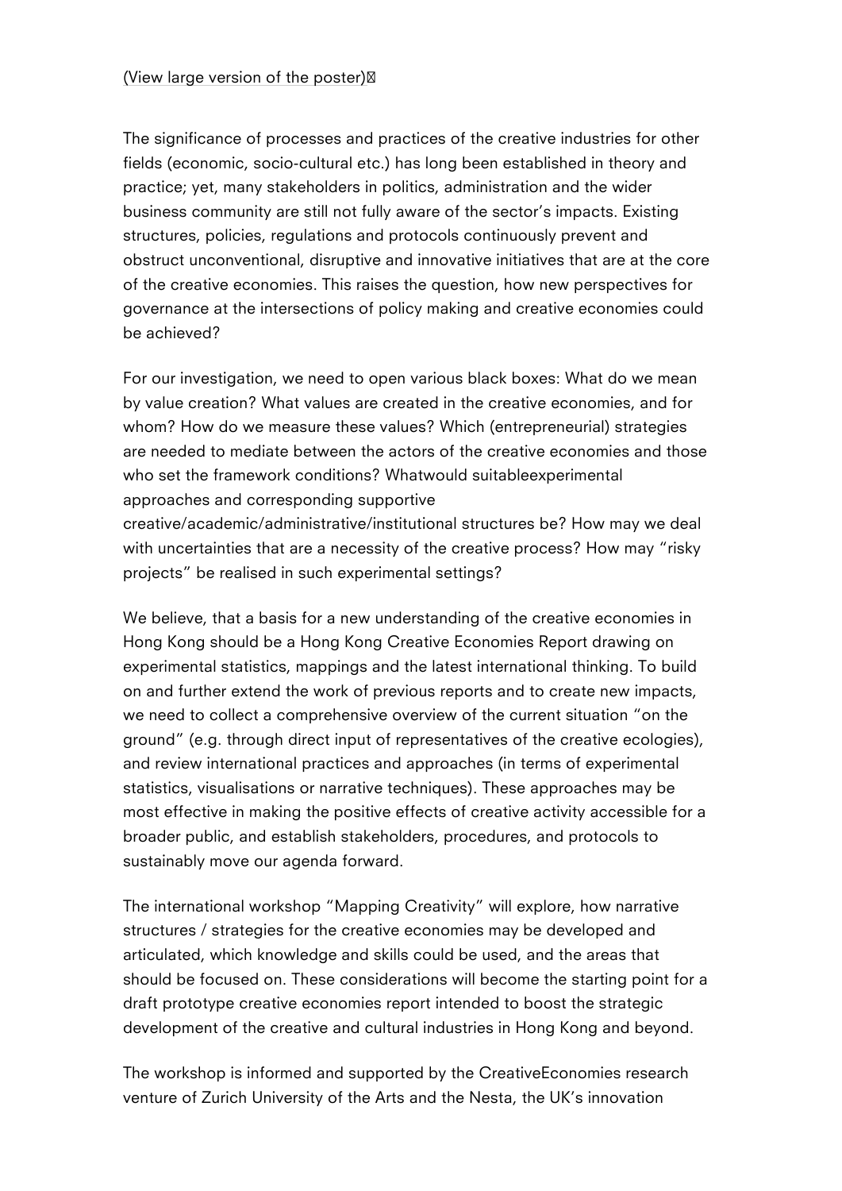(View large version of the poster)

The significance of processes and practices of the creative industries for other fields (economic, socio-cultural etc.) has long been established in theory and practice; yet, many stakeholders in politics, administration and the wider business community are still not fully aware of the sector's impacts. Existing structures, policies, regulations and protocols continuously prevent and obstruct unconventional, disruptive and innovative initiatives that are at the core of the creative economies. This raises the question, how new perspectives for governance at the intersections of policy making and creative economies could be achieved?

For our investigation, we need to open various black boxes: What do we mean by value creation? What values are created in the creative economies, and for whom? How do we measure these values? Which (entrepreneurial) strategies are needed to mediate between the actors of the creative economies and those who set the framework conditions? Whatwould suitableexperimental approaches and corresponding supportive creative/academic/administrative/institutional structures be? How may we deal with uncertainties that are a necessity of the creative process? How may "risky projects" be realised in such experimental settings?

We believe, that a basis for a new understanding of the creative economies in Hong Kong should be a Hong Kong Creative Economies Report drawing on experimental statistics, mappings and the latest international thinking. To build on and further extend the work of previous reports and to create new impacts, we need to collect a comprehensive overview of the current situation "on the ground" (e.g. through direct input of representatives of the creative ecologies), and review international practices and approaches (in terms of experimental statistics, visualisations or narrative techniques). These approaches may be most effective in making the positive effects of creative activity accessible for a broader public, and establish stakeholders, procedures, and protocols to sustainably move our agenda forward.

The international workshop "Mapping Creativity" will explore, how narrative structures / strategies for the creative economies may be developed and articulated, which knowledge and skills could be used, and the areas that should be focused on. These considerations will become the starting point for a draft prototype creative economies report intended to boost the strategic development of the creative and cultural industries in Hong Kong and beyond.

The workshop is informed and supported by the CreativeEconomies research venture of Zurich University of the Arts and the Nesta, the UK's innovation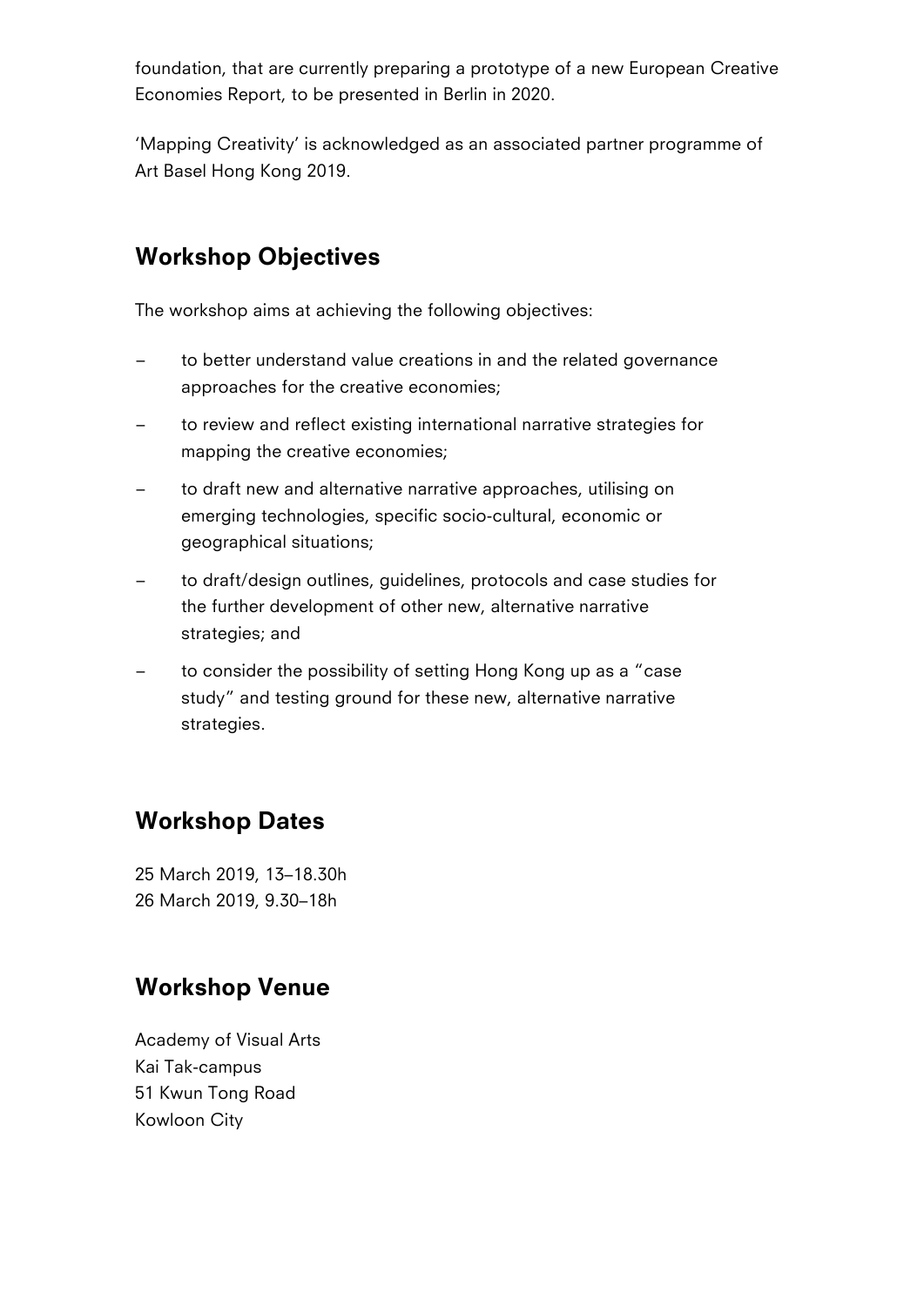foundation, that are currently preparing a prototype of a new European Creative Economies Report, to be presented in Berlin in 2020.

'Mapping Creativity' is acknowledged as an associated partner programme of Art Basel Hong Kong 2019.

## Workshop Objectives

The workshop aims at achieving the following objectives:

- to better understand value creations in and the related governance approaches for the creative economies;
- to review and reflect existing international narrative strategies for mapping the creative economies;
- to draft new and alternative narrative approaches, utilising on emerging technologies, specific socio-cultural, economic or geographical situations;
- to draft/design outlines, guidelines, protocols and case studies for the further development of other new, alternative narrative strategies; and
- to consider the possibility of setting Hong Kong up as a "case study" and testing ground for these new, alternative narrative strategies.

## Workshop Dates

25 March 2019, 13–18.30h
26 March 2019, 9.30–18h

## Workshop Venue

Academy of Visual Arts
Kai Tak-campus
51 Kwun Tong Road
Kowloon City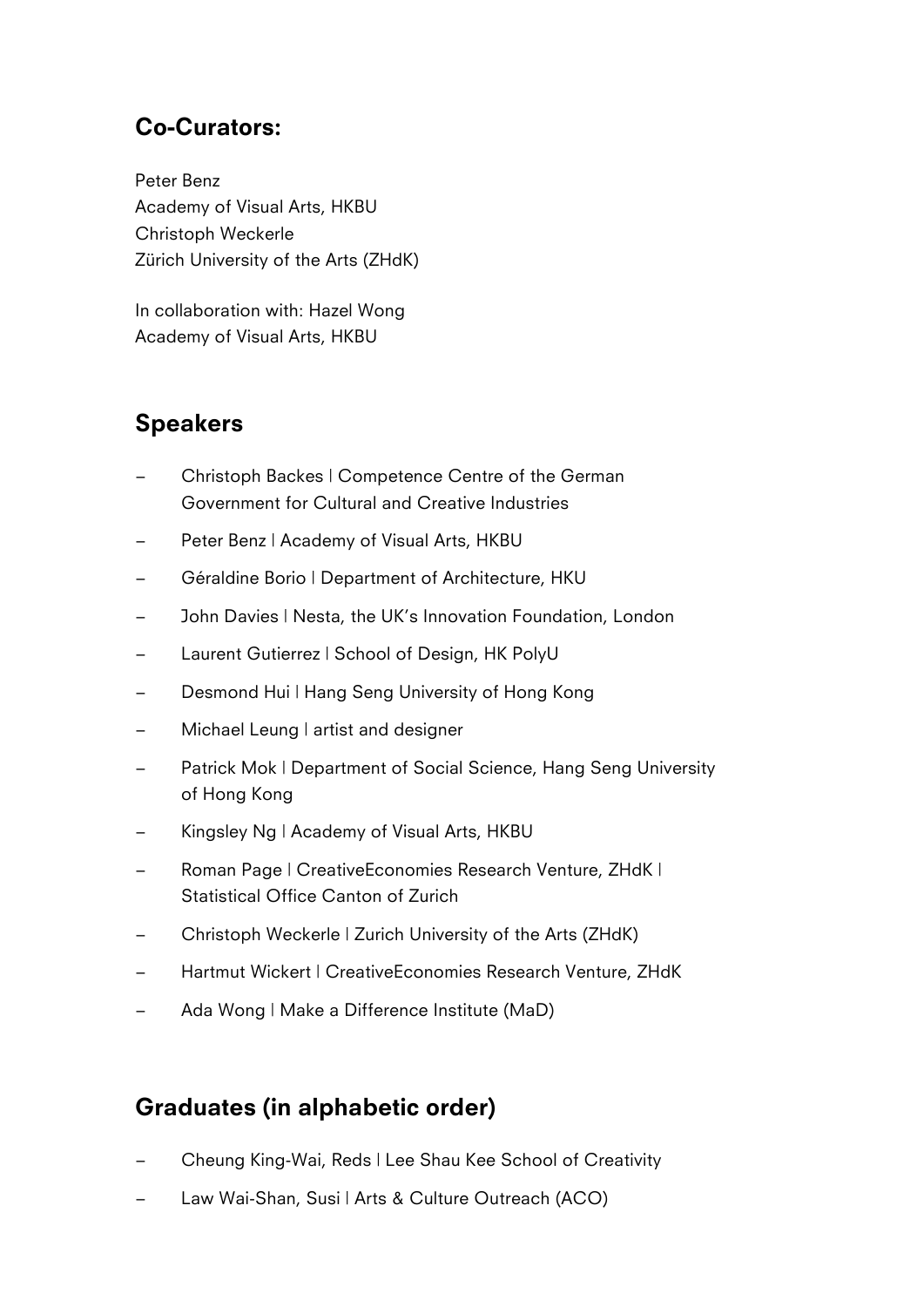## Co-Curators:

Peter Benz
Academy of Visual Arts, HKBU
Christoph Weckerle
Zürich University of the Arts (ZHdK)

In collaboration with: Hazel Wong
Academy of Visual Arts, HKBU

## Speakers

- Christoph Backes | Competence Centre of the German Government for Cultural and Creative Industries
- Peter Benz | Academy of Visual Arts, HKBU
- Géraldine Borio | Department of Architecture, HKU
- John Davies | Nesta, the UK's Innovation Foundation, London
- Laurent Gutierrez | School of Design, HK PolyU
- Desmond Hui | Hang Seng University of Hong Kong
- Michael Leung | artist and designer
- Patrick Mok | Department of Social Science, Hang Seng University of Hong Kong
- Kingsley Ng | Academy of Visual Arts, HKBU
- Roman Page | CreativeEconomies Research Venture, ZHdK | Statistical Office Canton of Zurich
- Christoph Weckerle | Zurich University of the Arts (ZHdK)
- Hartmut Wickert | CreativeEconomies Research Venture, ZHdK
- Ada Wong | Make a Difference Institute (MaD)

## Graduates (in alphabetic order)

- Cheung King-Wai, Reds | Lee Shau Kee School of Creativity
- Law Wai-Shan, Susi | Arts & Culture Outreach (ACO)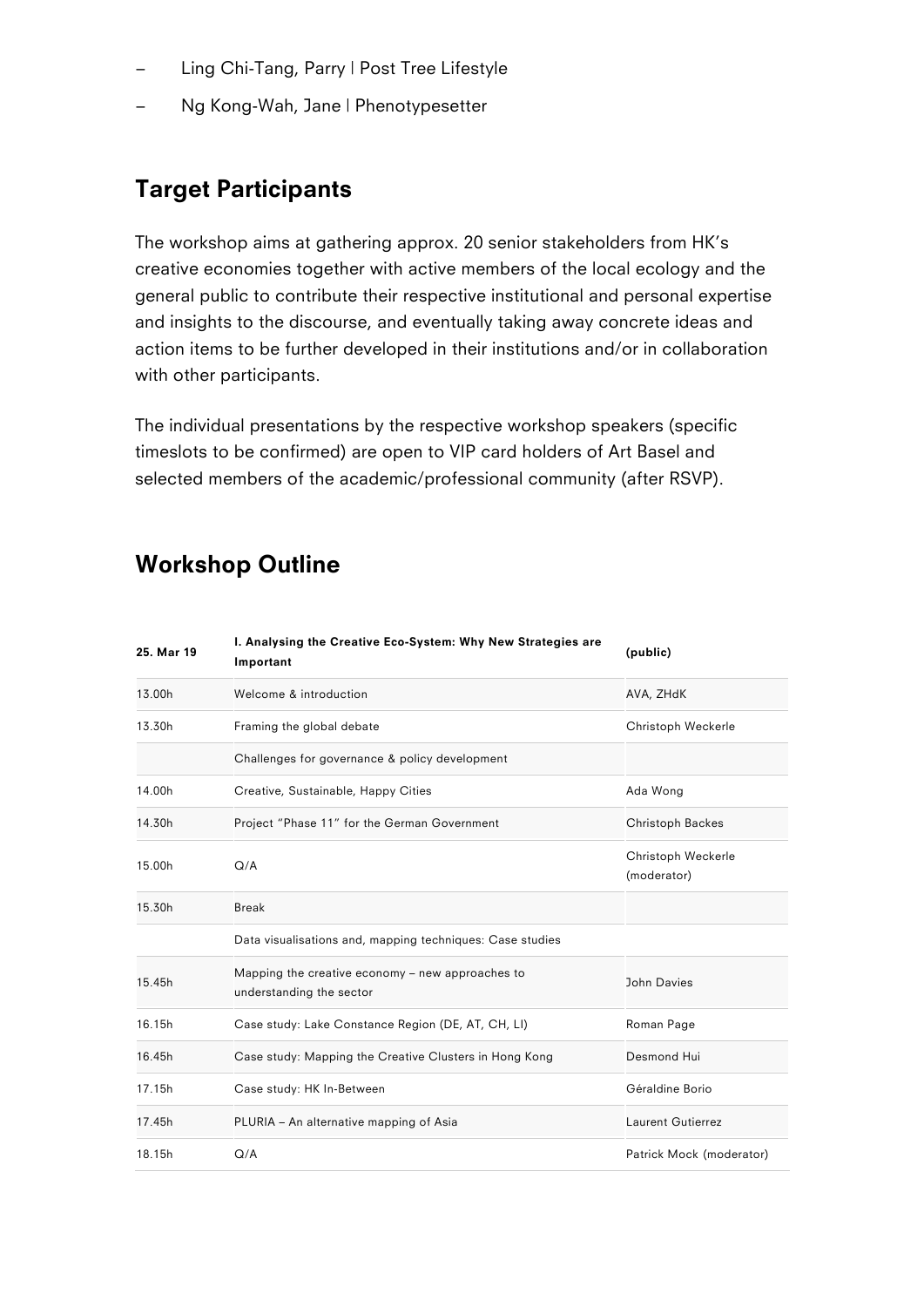– Ling Chi-Tang, Parry | Post Tree Lifestyle
– Ng Kong-Wah, Jane | Phenotypesetter

## Target Participants

The workshop aims at gathering approx. 20 senior stakeholders from HK's creative economies together with active members of the local ecology and the general public to contribute their respective institutional and personal expertise and insights to the discourse, and eventually taking away concrete ideas and action items to be further developed in their institutions and/or in collaboration with other participants.

The individual presentations by the respective workshop speakers (specific timeslots to be confirmed) are open to VIP card holders of Art Basel and selected members of the academic/professional community (after RSVP).

## Workshop Outline

| 25. Mar 19 | I. Analysing the Creative Eco-System: Why New Strategies are Important | (public) |
|---|---|---|
| 13.00h | Welcome & introduction | AVA, ZHdK |
| 13.30h | Framing the global debate | Christoph Weckerle |
| | Challenges for governance & policy development | |
| 14.00h | Creative, Sustainable, Happy Cities | Ada Wong |
| 14.30h | Project "Phase 11" for the German Government | Christoph Backes |
| 15.00h | Q/A | Christoph Weckerle (moderator) |
| 15.30h | Break | |
| | Data visualisations and, mapping techniques: Case studies | |
| 15.45h | Mapping the creative economy – new approaches to understanding the sector | John Davies |
| 16.15h | Case study: Lake Constance Region (DE, AT, CH, LI) | Roman Page |
| 16.45h | Case study: Mapping the Creative Clusters in Hong Kong | Desmond Hui |
| 17.15h | Case study: HK In-Between | Géraldine Borio |
| 17.45h | PLURIA – An alternative mapping of Asia | Laurent Gutierrez |
| 18.15h | Q/A | Patrick Mock (moderator) |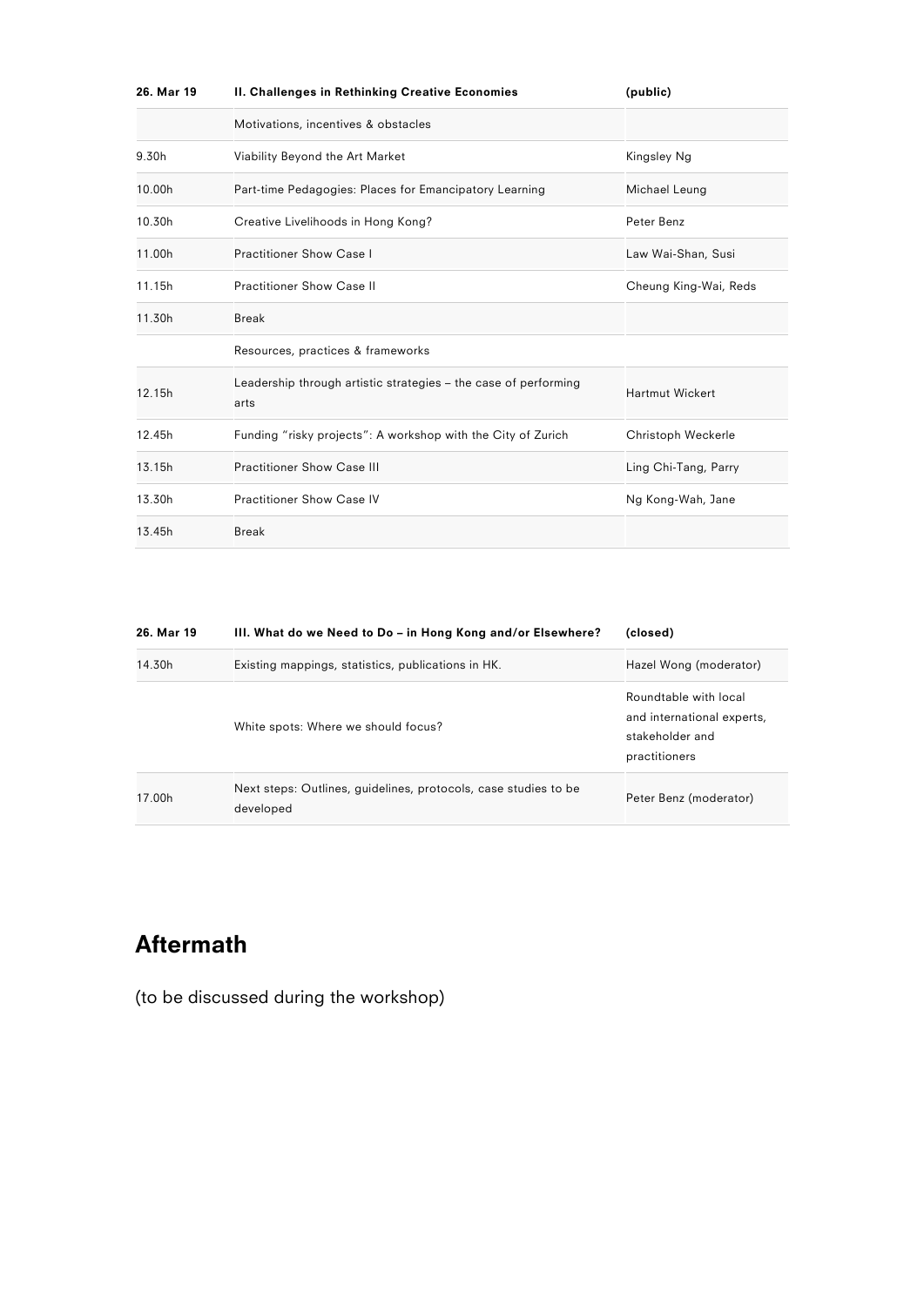| 26. Mar 19 | II. Challenges in Rethinking Creative Economies | (public) |
|---|---|---|
| | Motivations, incentives & obstacles | |
| 9.30h | Viability Beyond the Art Market | Kingsley Ng |
| 10.00h | Part-time Pedagogies: Places for Emancipatory Learning | Michael Leung |
| 10.30h | Creative Livelihoods in Hong Kong? | Peter Benz |
| 11.00h | Practitioner Show Case I | Law Wai-Shan, Susi |
| 11.15h | Practitioner Show Case II | Cheung King-Wai, Reds |
| 11.30h | Break | |
| | Resources, practices & frameworks | |
| 12.15h | Leadership through artistic strategies – the case of performing arts | Hartmut Wickert |
| 12.45h | Funding "risky projects": A workshop with the City of Zurich | Christoph Weckerle |
| 13.15h | Practitioner Show Case III | Ling Chi-Tang, Parry |
| 13.30h | Practitioner Show Case IV | Ng Kong-Wah, Jane |
| 13.45h | Break | |

| 26. Mar 19 | III. What do we Need to Do – in Hong Kong and/or Elsewhere? | (closed) |
|---|---|---|
| 14.30h | Existing mappings, statistics, publications in HK. | Hazel Wong (moderator) |
| | White spots: Where we should focus? | Roundtable with local and international experts, stakeholder and practitioners |
| 17.00h | Next steps: Outlines, guidelines, protocols, case studies to be developed | Peter Benz (moderator) |

## Aftermath

(to be discussed during the workshop)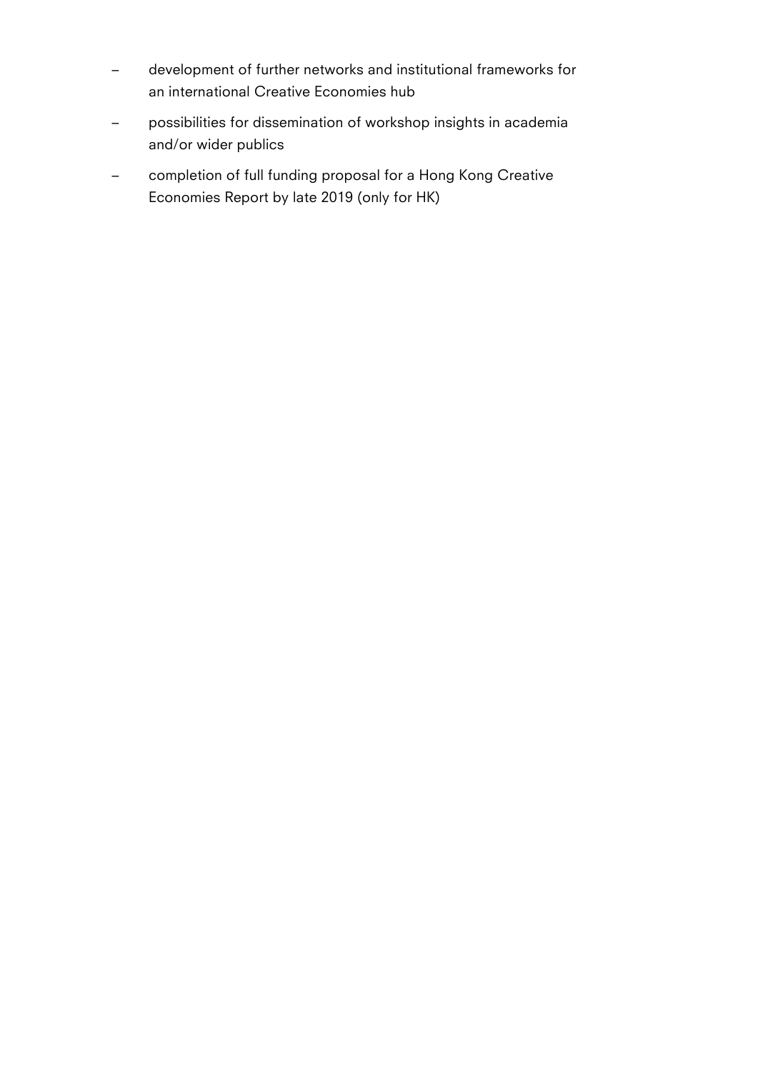- development of further networks and institutional frameworks for an international Creative Economies hub
- possibilities for dissemination of workshop insights in academia and/or wider publics
- completion of full funding proposal for a Hong Kong Creative Economies Report by late 2019 (only for HK)